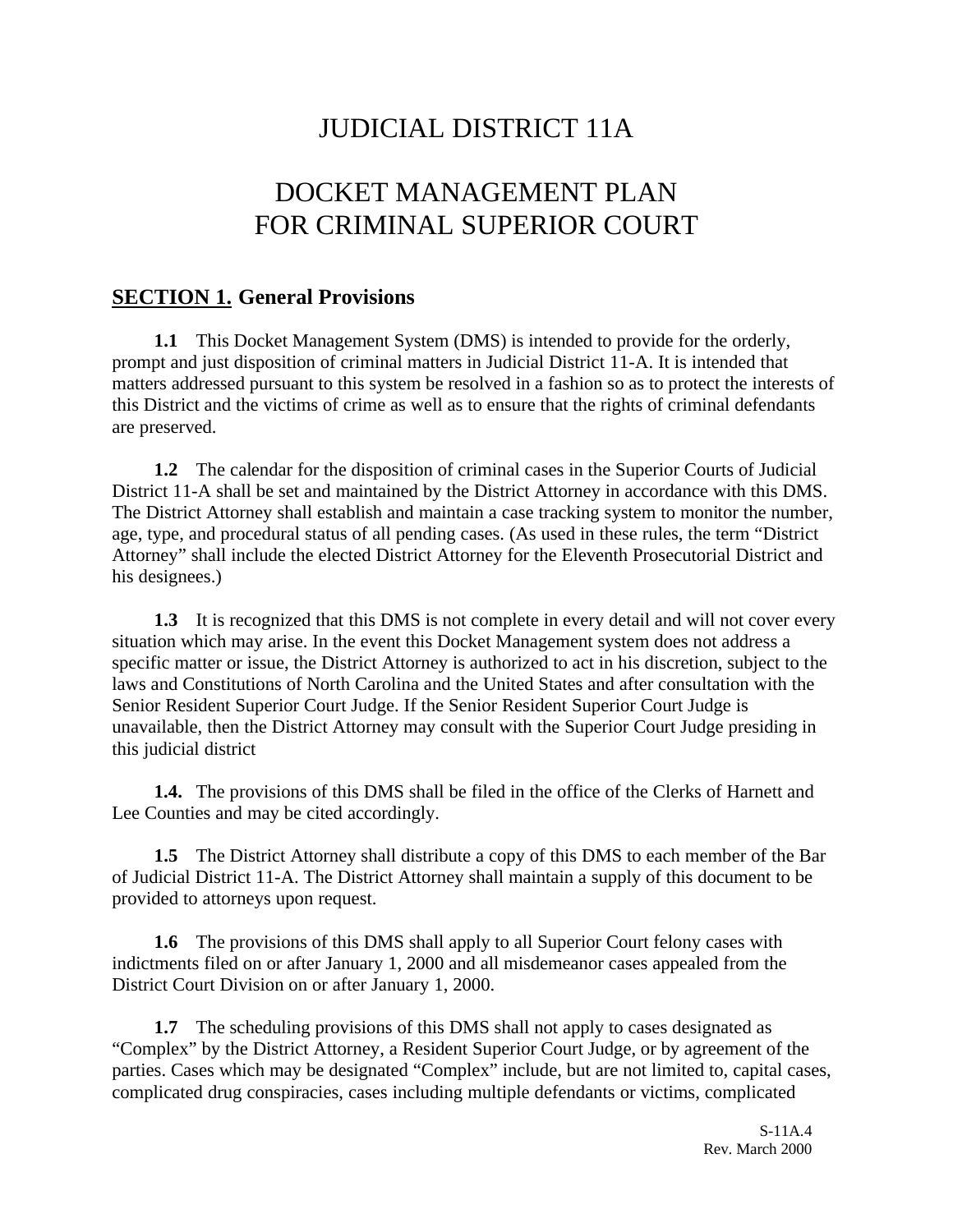# JUDICIAL DISTRICT 11A

# DOCKET MANAGEMENT PLAN
# FOR CRIMINAL SUPERIOR COURT

## SECTION 1. General Provisions

**1.1** This Docket Management System (DMS) is intended to provide for the orderly, prompt and just disposition of criminal matters in Judicial District 11-A. It is intended that matters addressed pursuant to this system be resolved in a fashion so as to protect the interests of this District and the victims of crime as well as to ensure that the rights of criminal defendants are preserved.

**1.2** The calendar for the disposition of criminal cases in the Superior Courts of Judicial District 11-A shall be set and maintained by the District Attorney in accordance with this DMS. The District Attorney shall establish and maintain a case tracking system to monitor the number, age, type, and procedural status of all pending cases. (As used in these rules, the term "District Attorney" shall include the elected District Attorney for the Eleventh Prosecutorial District and his designees.)

**1.3** It is recognized that this DMS is not complete in every detail and will not cover every situation which may arise. In the event this Docket Management system does not address a specific matter or issue, the District Attorney is authorized to act in his discretion, subject to the laws and Constitutions of North Carolina and the United States and after consultation with the Senior Resident Superior Court Judge. If the Senior Resident Superior Court Judge is unavailable, then the District Attorney may consult with the Superior Court Judge presiding in this judicial district

**1.4.** The provisions of this DMS shall be filed in the office of the Clerks of Harnett and Lee Counties and may be cited accordingly.

**1.5** The District Attorney shall distribute a copy of this DMS to each member of the Bar of Judicial District 11-A. The District Attorney shall maintain a supply of this document to be provided to attorneys upon request.

**1.6** The provisions of this DMS shall apply to all Superior Court felony cases with indictments filed on or after January 1, 2000 and all misdemeanor cases appealed from the District Court Division on or after January 1, 2000.

**1.7** The scheduling provisions of this DMS shall not apply to cases designated as "Complex" by the District Attorney, a Resident Superior Court Judge, or by agreement of the parties. Cases which may be designated "Complex" include, but are not limited to, capital cases, complicated drug conspiracies, cases including multiple defendants or victims, complicated

S-11A.4
Rev. March 2000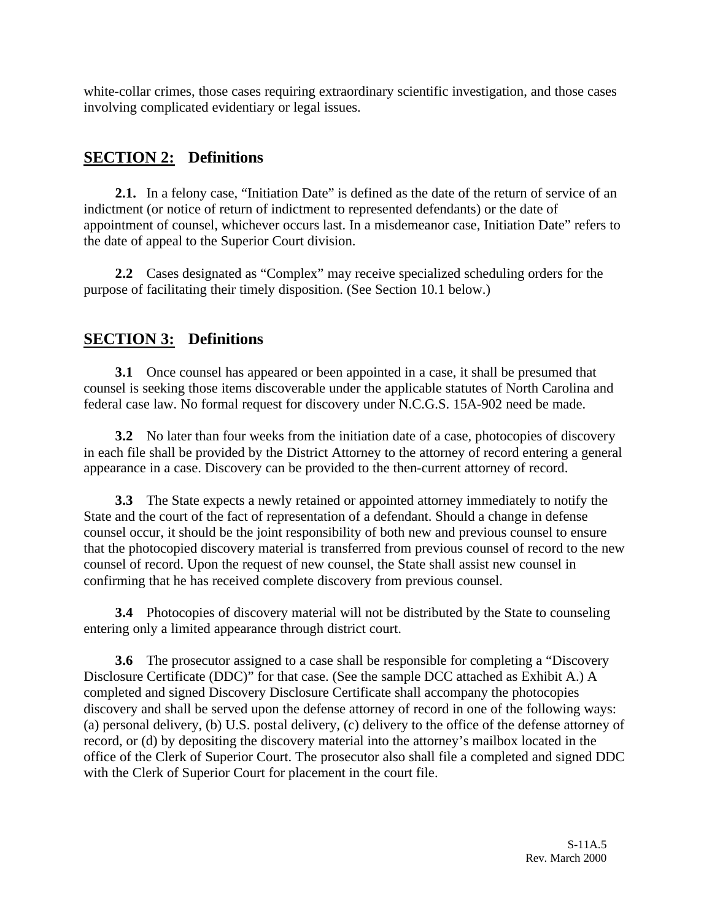white-collar crimes, those cases requiring extraordinary scientific investigation, and those cases involving complicated evidentiary or legal issues.

## SECTION 2: Definitions

**2.1.** In a felony case, "Initiation Date" is defined as the date of the return of service of an indictment (or notice of return of indictment to represented defendants) or the date of appointment of counsel, whichever occurs last. In a misdemeanor case, Initiation Date" refers to the date of appeal to the Superior Court division.

**2.2** Cases designated as "Complex" may receive specialized scheduling orders for the purpose of facilitating their timely disposition. (See Section 10.1 below.)

## SECTION 3: Definitions

**3.1** Once counsel has appeared or been appointed in a case, it shall be presumed that counsel is seeking those items discoverable under the applicable statutes of North Carolina and federal case law. No formal request for discovery under N.C.G.S. 15A-902 need be made.

**3.2** No later than four weeks from the initiation date of a case, photocopies of discovery in each file shall be provided by the District Attorney to the attorney of record entering a general appearance in a case. Discovery can be provided to the then-current attorney of record.

**3.3** The State expects a newly retained or appointed attorney immediately to notify the State and the court of the fact of representation of a defendant. Should a change in defense counsel occur, it should be the joint responsibility of both new and previous counsel to ensure that the photocopied discovery material is transferred from previous counsel of record to the new counsel of record. Upon the request of new counsel, the State shall assist new counsel in confirming that he has received complete discovery from previous counsel.

**3.4** Photocopies of discovery material will not be distributed by the State to counseling entering only a limited appearance through district court.

**3.6** The prosecutor assigned to a case shall be responsible for completing a "Discovery Disclosure Certificate (DDC)" for that case. (See the sample DCC attached as Exhibit A.) A completed and signed Discovery Disclosure Certificate shall accompany the photocopies discovery and shall be served upon the defense attorney of record in one of the following ways: (a) personal delivery, (b) U.S. postal delivery, (c) delivery to the office of the defense attorney of record, or (d) by depositing the discovery material into the attorney's mailbox located in the office of the Clerk of Superior Court. The prosecutor also shall file a completed and signed DDC with the Clerk of Superior Court for placement in the court file.

S-11A.5
Rev. March 2000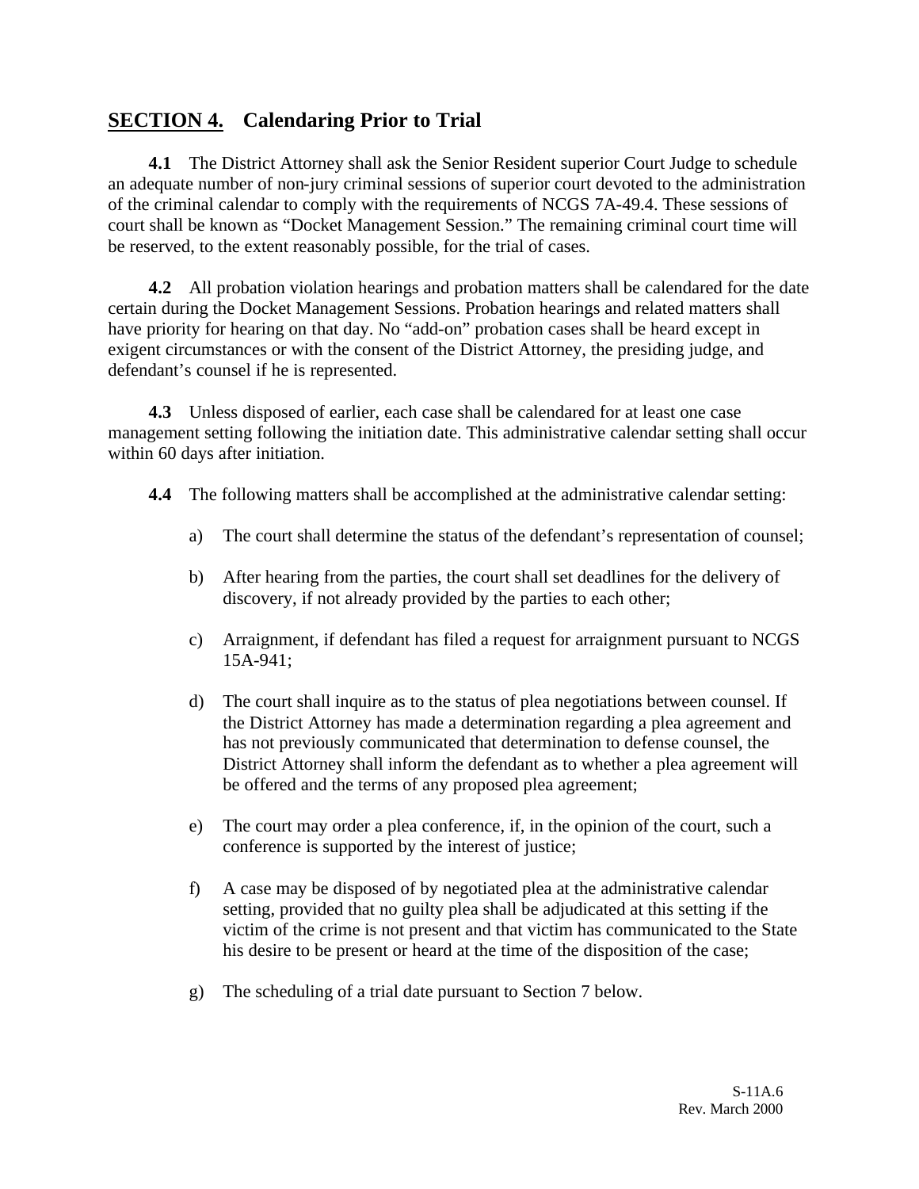## SECTION 4. Calendaring Prior to Trial

**4.1** The District Attorney shall ask the Senior Resident superior Court Judge to schedule an adequate number of non-jury criminal sessions of superior court devoted to the administration of the criminal calendar to comply with the requirements of NCGS 7A-49.4. These sessions of court shall be known as "Docket Management Session." The remaining criminal court time will be reserved, to the extent reasonably possible, for the trial of cases.

**4.2** All probation violation hearings and probation matters shall be calendared for the date certain during the Docket Management Sessions. Probation hearings and related matters shall have priority for hearing on that day. No "add-on" probation cases shall be heard except in exigent circumstances or with the consent of the District Attorney, the presiding judge, and defendant's counsel if he is represented.

**4.3** Unless disposed of earlier, each case shall be calendared for at least one case management setting following the initiation date. This administrative calendar setting shall occur within 60 days after initiation.

**4.4** The following matters shall be accomplished at the administrative calendar setting:

a) The court shall determine the status of the defendant's representation of counsel;

b) After hearing from the parties, the court shall set deadlines for the delivery of discovery, if not already provided by the parties to each other;

c) Arraignment, if defendant has filed a request for arraignment pursuant to NCGS 15A-941;

d) The court shall inquire as to the status of plea negotiations between counsel. If the District Attorney has made a determination regarding a plea agreement and has not previously communicated that determination to defense counsel, the District Attorney shall inform the defendant as to whether a plea agreement will be offered and the terms of any proposed plea agreement;

e) The court may order a plea conference, if, in the opinion of the court, such a conference is supported by the interest of justice;

f) A case may be disposed of by negotiated plea at the administrative calendar setting, provided that no guilty plea shall be adjudicated at this setting if the victim of the crime is not present and that victim has communicated to the State his desire to be present or heard at the time of the disposition of the case;

g) The scheduling of a trial date pursuant to Section 7 below.

S-11A.6
Rev. March 2000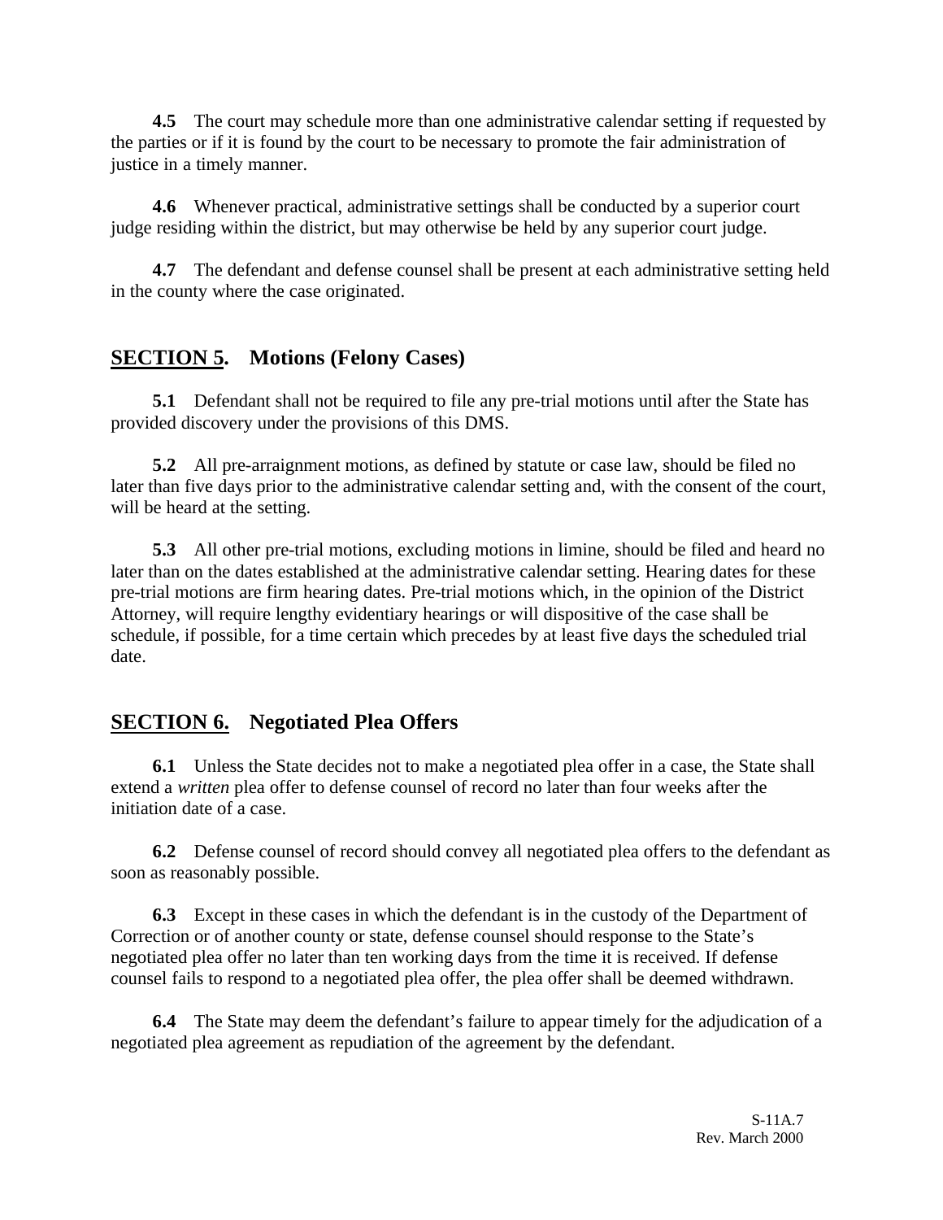**4.5** The court may schedule more than one administrative calendar setting if requested by the parties or if it is found by the court to be necessary to promote the fair administration of justice in a timely manner.

**4.6** Whenever practical, administrative settings shall be conducted by a superior court judge residing within the district, but may otherwise be held by any superior court judge.

**4.7** The defendant and defense counsel shall be present at each administrative setting held in the county where the case originated.

## SECTION 5. Motions (Felony Cases)

**5.1** Defendant shall not be required to file any pre-trial motions until after the State has provided discovery under the provisions of this DMS.

**5.2** All pre-arraignment motions, as defined by statute or case law, should be filed no later than five days prior to the administrative calendar setting and, with the consent of the court, will be heard at the setting.

**5.3** All other pre-trial motions, excluding motions in limine, should be filed and heard no later than on the dates established at the administrative calendar setting. Hearing dates for these pre-trial motions are firm hearing dates. Pre-trial motions which, in the opinion of the District Attorney, will require lengthy evidentiary hearings or will dispositive of the case shall be schedule, if possible, for a time certain which precedes by at least five days the scheduled trial date.

## SECTION 6. Negotiated Plea Offers

**6.1** Unless the State decides not to make a negotiated plea offer in a case, the State shall extend a *written* plea offer to defense counsel of record no later than four weeks after the initiation date of a case.

**6.2** Defense counsel of record should convey all negotiated plea offers to the defendant as soon as reasonably possible.

**6.3** Except in these cases in which the defendant is in the custody of the Department of Correction or of another county or state, defense counsel should response to the State's negotiated plea offer no later than ten working days from the time it is received. If defense counsel fails to respond to a negotiated plea offer, the plea offer shall be deemed withdrawn.

**6.4** The State may deem the defendant's failure to appear timely for the adjudication of a negotiated plea agreement as repudiation of the agreement by the defendant.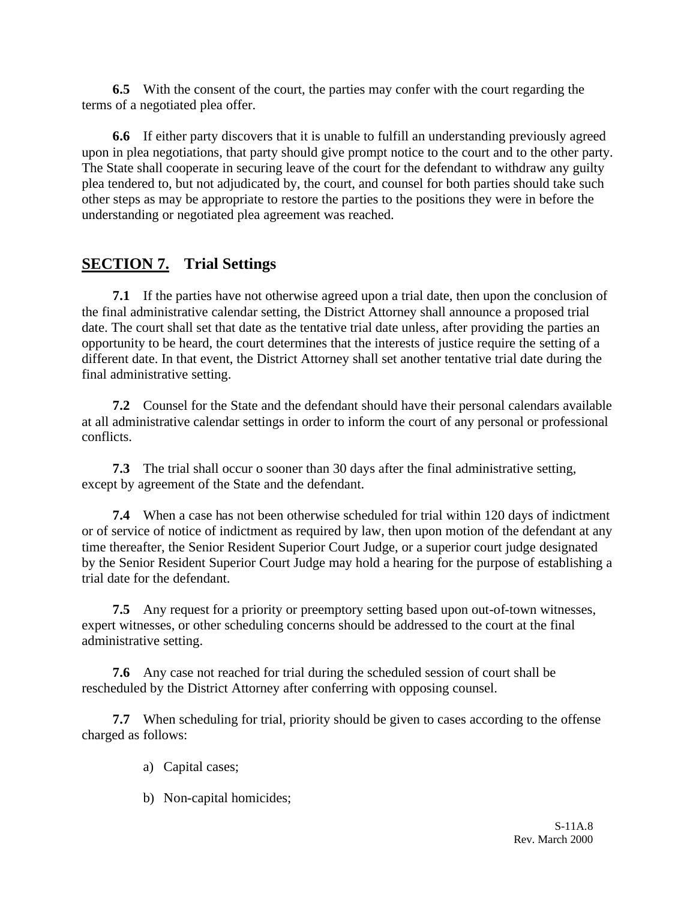**6.5** With the consent of the court, the parties may confer with the court regarding the terms of a negotiated plea offer.

**6.6** If either party discovers that it is unable to fulfill an understanding previously agreed upon in plea negotiations, that party should give prompt notice to the court and to the other party. The State shall cooperate in securing leave of the court for the defendant to withdraw any guilty plea tendered to, but not adjudicated by, the court, and counsel for both parties should take such other steps as may be appropriate to restore the parties to the positions they were in before the understanding or negotiated plea agreement was reached.

## **SECTION 7.** Trial Settings

**7.1** If the parties have not otherwise agreed upon a trial date, then upon the conclusion of the final administrative calendar setting, the District Attorney shall announce a proposed trial date. The court shall set that date as the tentative trial date unless, after providing the parties an opportunity to be heard, the court determines that the interests of justice require the setting of a different date. In that event, the District Attorney shall set another tentative trial date during the final administrative setting.

**7.2** Counsel for the State and the defendant should have their personal calendars available at all administrative calendar settings in order to inform the court of any personal or professional conflicts.

**7.3** The trial shall occur o sooner than 30 days after the final administrative setting, except by agreement of the State and the defendant.

**7.4** When a case has not been otherwise scheduled for trial within 120 days of indictment or of service of notice of indictment as required by law, then upon motion of the defendant at any time thereafter, the Senior Resident Superior Court Judge, or a superior court judge designated by the Senior Resident Superior Court Judge may hold a hearing for the purpose of establishing a trial date for the defendant.

**7.5** Any request for a priority or preemptory setting based upon out-of-town witnesses, expert witnesses, or other scheduling concerns should be addressed to the court at the final administrative setting.

**7.6** Any case not reached for trial during the scheduled session of court shall be rescheduled by the District Attorney after conferring with opposing counsel.

**7.7** When scheduling for trial, priority should be given to cases according to the offense charged as follows:

a) Capital cases;

b) Non-capital homicides;

S-11A.8
Rev. March 2000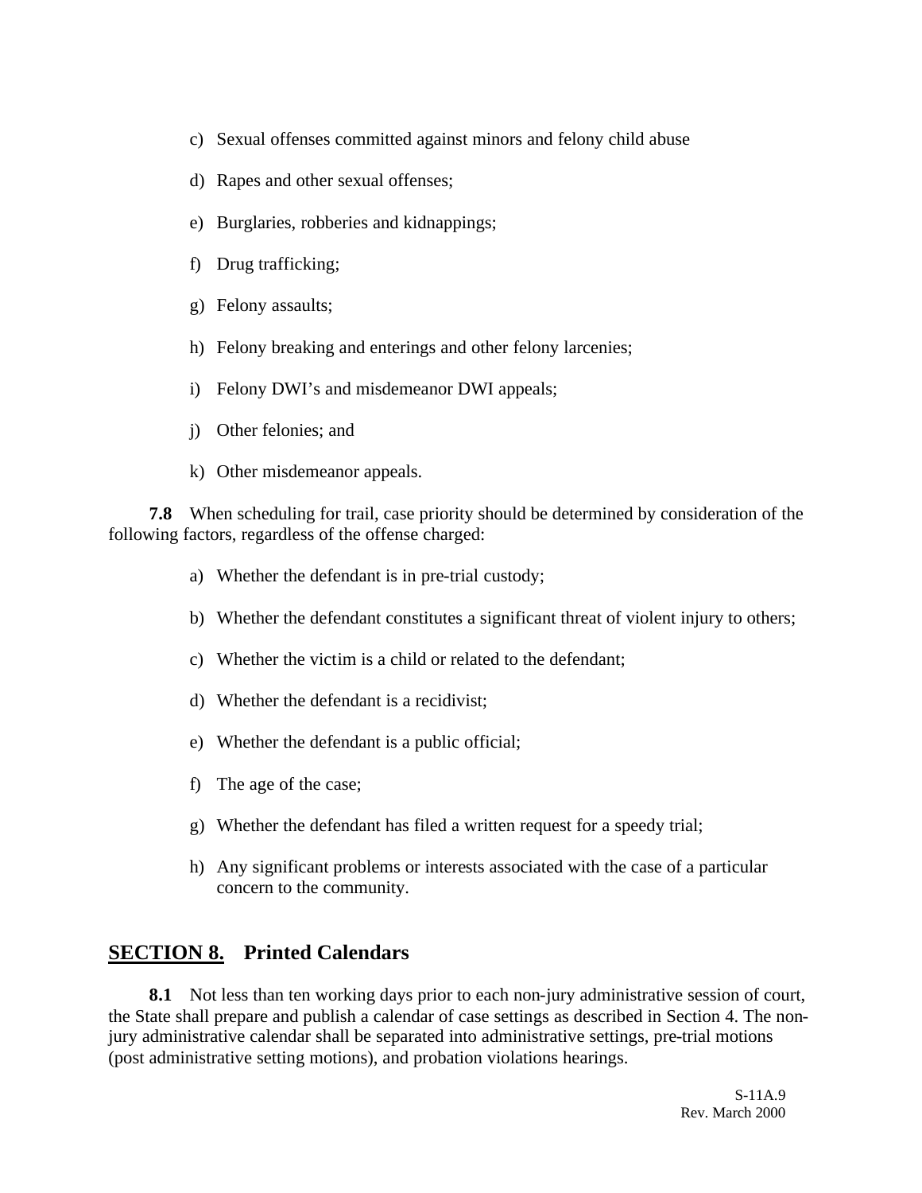c) Sexual offenses committed against minors and felony child abuse

d) Rapes and other sexual offenses;

e) Burglaries, robberies and kidnappings;

f) Drug trafficking;

g) Felony assaults;

h) Felony breaking and enterings and other felony larcenies;

i) Felony DWI's and misdemeanor DWI appeals;

j) Other felonies; and

k) Other misdemeanor appeals.

**7.8** When scheduling for trail, case priority should be determined by consideration of the following factors, regardless of the offense charged:

a) Whether the defendant is in pre-trial custody;

b) Whether the defendant constitutes a significant threat of violent injury to others;

c) Whether the victim is a child or related to the defendant;

d) Whether the defendant is a recidivist;

e) Whether the defendant is a public official;

f) The age of the case;

g) Whether the defendant has filed a written request for a speedy trial;

h) Any significant problems or interests associated with the case of a particular concern to the community.

## SECTION 8. Printed Calendars

**8.1** Not less than ten working days prior to each non-jury administrative session of court, the State shall prepare and publish a calendar of case settings as described in Section 4. The non-jury administrative calendar shall be separated into administrative settings, pre-trial motions (post administrative setting motions), and probation violations hearings.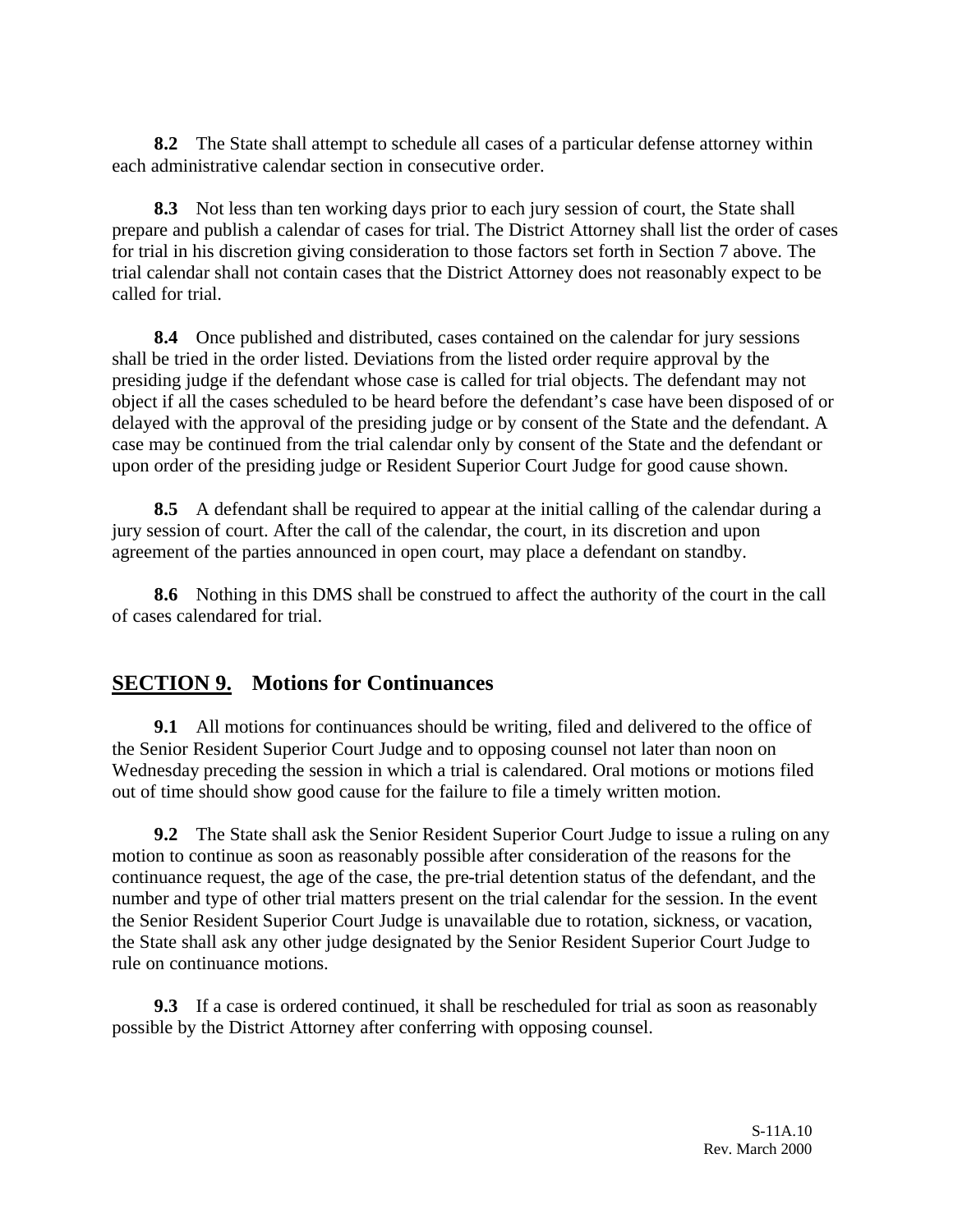**8.2** The State shall attempt to schedule all cases of a particular defense attorney within each administrative calendar section in consecutive order.

**8.3** Not less than ten working days prior to each jury session of court, the State shall prepare and publish a calendar of cases for trial. The District Attorney shall list the order of cases for trial in his discretion giving consideration to those factors set forth in Section 7 above. The trial calendar shall not contain cases that the District Attorney does not reasonably expect to be called for trial.

**8.4** Once published and distributed, cases contained on the calendar for jury sessions shall be tried in the order listed. Deviations from the listed order require approval by the presiding judge if the defendant whose case is called for trial objects. The defendant may not object if all the cases scheduled to be heard before the defendant's case have been disposed of or delayed with the approval of the presiding judge or by consent of the State and the defendant. A case may be continued from the trial calendar only by consent of the State and the defendant or upon order of the presiding judge or Resident Superior Court Judge for good cause shown.

**8.5** A defendant shall be required to appear at the initial calling of the calendar during a jury session of court. After the call of the calendar, the court, in its discretion and upon agreement of the parties announced in open court, may place a defendant on standby.

**8.6** Nothing in this DMS shall be construed to affect the authority of the court in the call of cases calendared for trial.

## SECTION 9. Motions for Continuances

**9.1** All motions for continuances should be writing, filed and delivered to the office of the Senior Resident Superior Court Judge and to opposing counsel not later than noon on Wednesday preceding the session in which a trial is calendared. Oral motions or motions filed out of time should show good cause for the failure to file a timely written motion.

**9.2** The State shall ask the Senior Resident Superior Court Judge to issue a ruling on any motion to continue as soon as reasonably possible after consideration of the reasons for the continuance request, the age of the case, the pre-trial detention status of the defendant, and the number and type of other trial matters present on the trial calendar for the session. In the event the Senior Resident Superior Court Judge is unavailable due to rotation, sickness, or vacation, the State shall ask any other judge designated by the Senior Resident Superior Court Judge to rule on continuance motions.

**9.3** If a case is ordered continued, it shall be rescheduled for trial as soon as reasonably possible by the District Attorney after conferring with opposing counsel.

S-11A.10
Rev. March 2000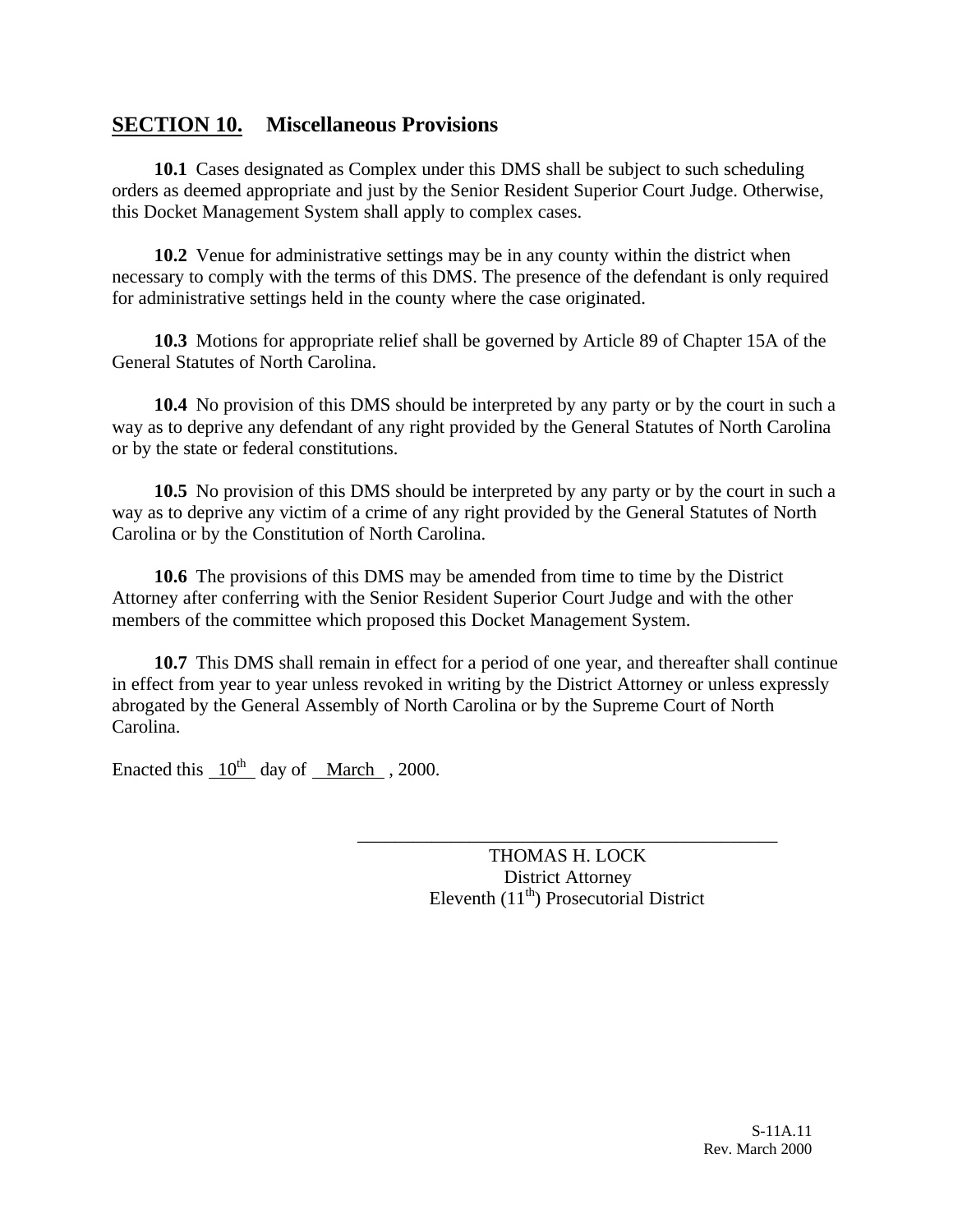## **SECTION 10. Miscellaneous Provisions**

**10.1** Cases designated as Complex under this DMS shall be subject to such scheduling orders as deemed appropriate and just by the Senior Resident Superior Court Judge. Otherwise, this Docket Management System shall apply to complex cases.

**10.2** Venue for administrative settings may be in any county within the district when necessary to comply with the terms of this DMS. The presence of the defendant is only required for administrative settings held in the county where the case originated.

**10.3** Motions for appropriate relief shall be governed by Article 89 of Chapter 15A of the General Statutes of North Carolina.

**10.4** No provision of this DMS should be interpreted by any party or by the court in such a way as to deprive any defendant of any right provided by the General Statutes of North Carolina or by the state or federal constitutions.

**10.5** No provision of this DMS should be interpreted by any party or by the court in such a way as to deprive any victim of a crime of any right provided by the General Statutes of North Carolina or by the Constitution of North Carolina.

**10.6** The provisions of this DMS may be amended from time to time by the District Attorney after conferring with the Senior Resident Superior Court Judge and with the other members of the committee which proposed this Docket Management System.

**10.7** This DMS shall remain in effect for a period of one year, and thereafter shall continue in effect from year to year unless revoked in writing by the District Attorney or unless expressly abrogated by the General Assembly of North Carolina or by the Supreme Court of North Carolina.

Enacted this 10th day of March , 2000.

\_\_\_\_\_\_\_\_\_\_\_\_\_\_\_\_\_\_\_\_\_\_\_\_\_\_\_\_\_\_\_\_\_\_\_\_\_\_\_\_\_\_\_\_

THOMAS H. LOCK
District Attorney
Eleventh (11th) Prosecutorial District

S-11A.11
Rev. March 2000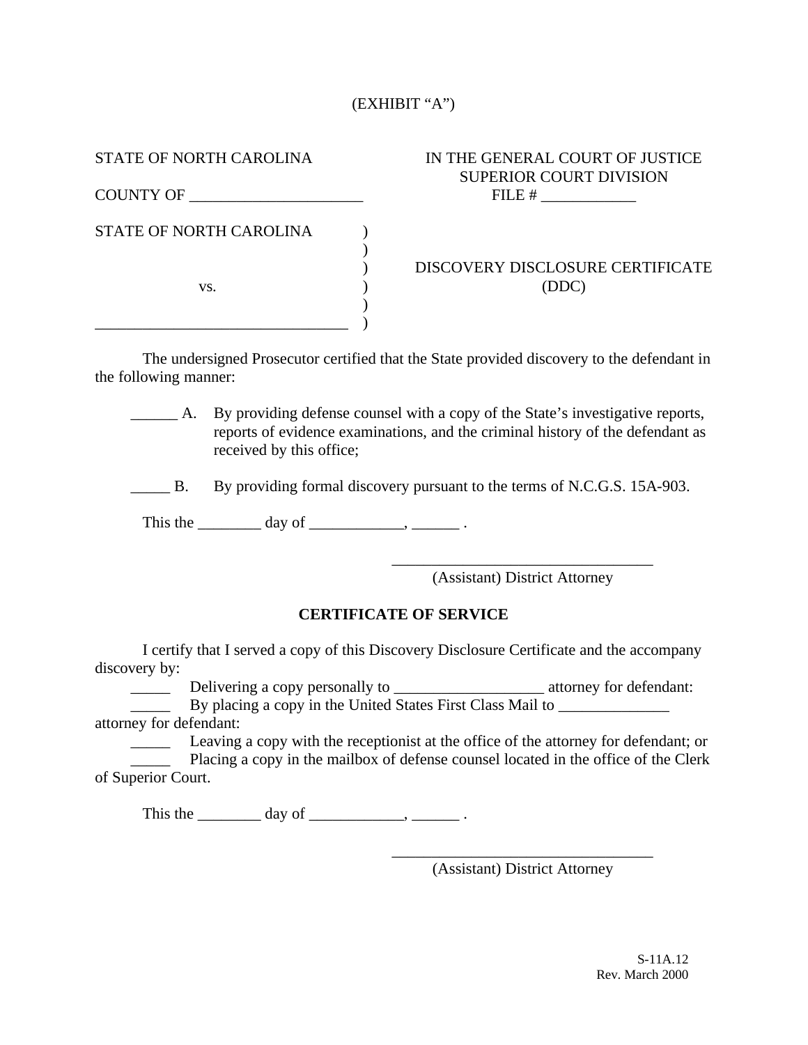(EXHIBIT "A")

STATE OF NORTH CAROLINA

COUNTY OF ______________________

IN THE GENERAL COURT OF JUSTICE
SUPERIOR COURT DIVISION
FILE # ____________

STATE OF NORTH CAROLINA )
)
)
vs. )
)
________________________________ )

DISCOVERY DISCLOSURE CERTIFICATE
(DDC)

The undersigned Prosecutor certified that the State provided discovery to the defendant in the following manner:

______ A. By providing defense counsel with a copy of the State's investigative reports, reports of evidence examinations, and the criminal history of the defendant as received by this office;

_____ B. By providing formal discovery pursuant to the terms of N.C.G.S. 15A-903.

This the ________ day of ____________, ______ .

__________________________________
(Assistant) District Attorney

**CERTIFICATE OF SERVICE**

I certify that I served a copy of this Discovery Disclosure Certificate and the accompany discovery by:

_____ Delivering a copy personally to ___________________ attorney for defendant:
_____ By placing a copy in the United States First Class Mail to ______________ attorney for defendant:
_____ Leaving a copy with the receptionist at the office of the attorney for defendant; or
_____ Placing a copy in the mailbox of defense counsel located in the office of the Clerk of Superior Court.

This the ________ day of ____________, ______ .

__________________________________
(Assistant) District Attorney

S-11A.12
Rev. March 2000